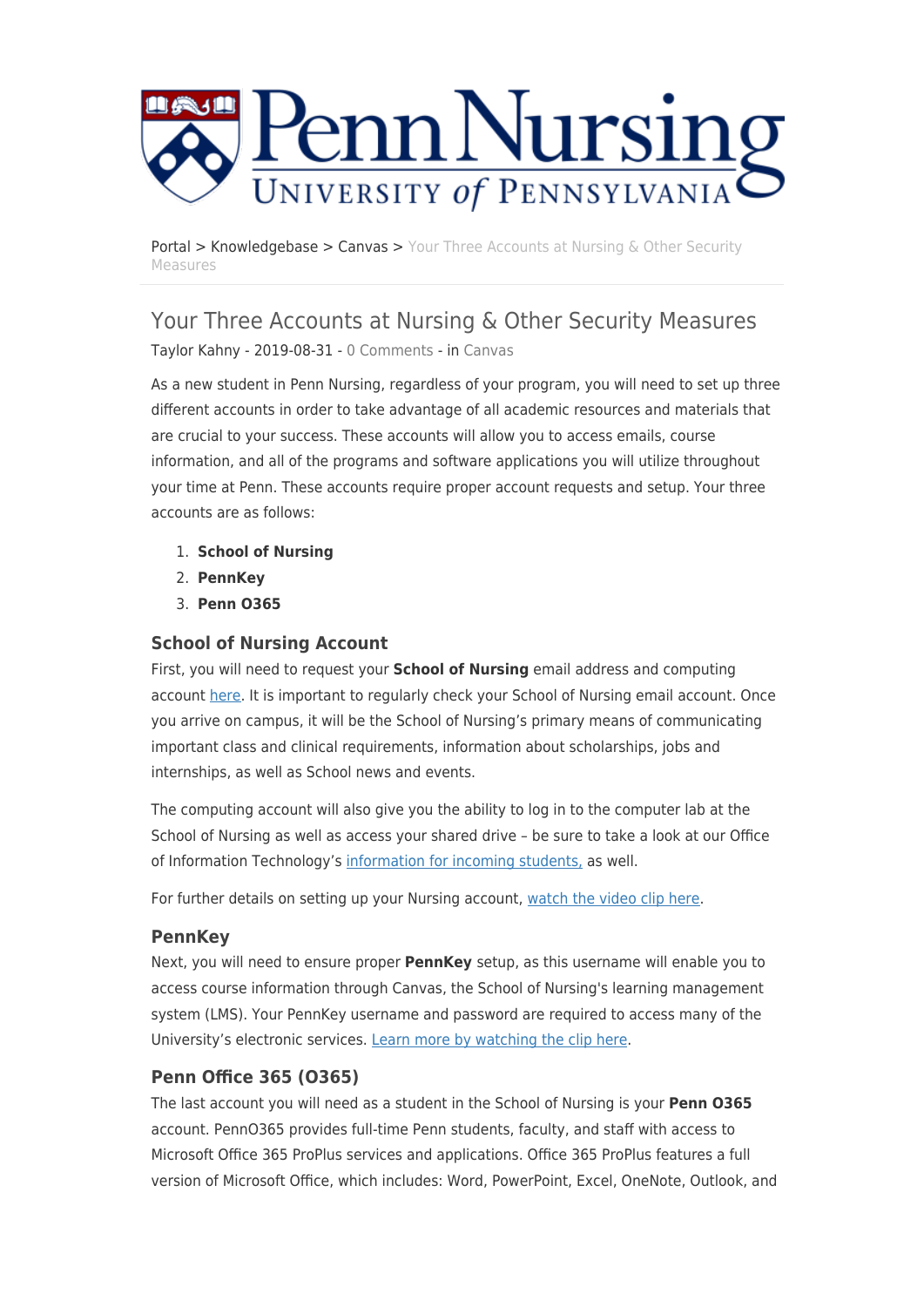Portal > Knowledgebase > Canvas > Your Three Accounts at Nursing & Other Security Measures

# Your Three Accounts at Nursing & Other Security Measures

Taylor Kahny - 2019-08-31 - 0 Comments - in Canvas

As a new student in Penn Nursing, regardless of your program, you will need to set up three different accounts in order to take advantage of all academic resources and materials that are crucial to your success. These accounts will allow you to access emails, course information, and all of the programs and software applications you will utilize throughout your time at Penn. These accounts require proper account requests and setup. Your three accounts are as follows:

1. **School of Nursing**
2. **PennKey**
3. **Penn O365**

### School of Nursing Account

First, you will need to request your **School of Nursing** email address and computing account here. It is important to regularly check your School of Nursing email account. Once you arrive on campus, it will be the School of Nursing's primary means of communicating important class and clinical requirements, information about scholarships, jobs and internships, as well as School news and events.

The computing account will also give you the ability to log in to the computer lab at the School of Nursing as well as access your shared drive – be sure to take a look at our Office of Information Technology's information for incoming students, as well.

For further details on setting up your Nursing account, watch the video clip here.

### PennKey

Next, you will need to ensure proper **PennKey** setup, as this username will enable you to access course information through Canvas, the School of Nursing's learning management system (LMS). Your PennKey username and password are required to access many of the University's electronic services. Learn more by watching the clip here.

### Penn Office 365 (O365)

The last account you will need as a student in the School of Nursing is your **Penn O365** account. PennO365 provides full-time Penn students, faculty, and staff with access to Microsoft Office 365 ProPlus services and applications. Office 365 ProPlus features a full version of Microsoft Office, which includes: Word, PowerPoint, Excel, OneNote, Outlook, and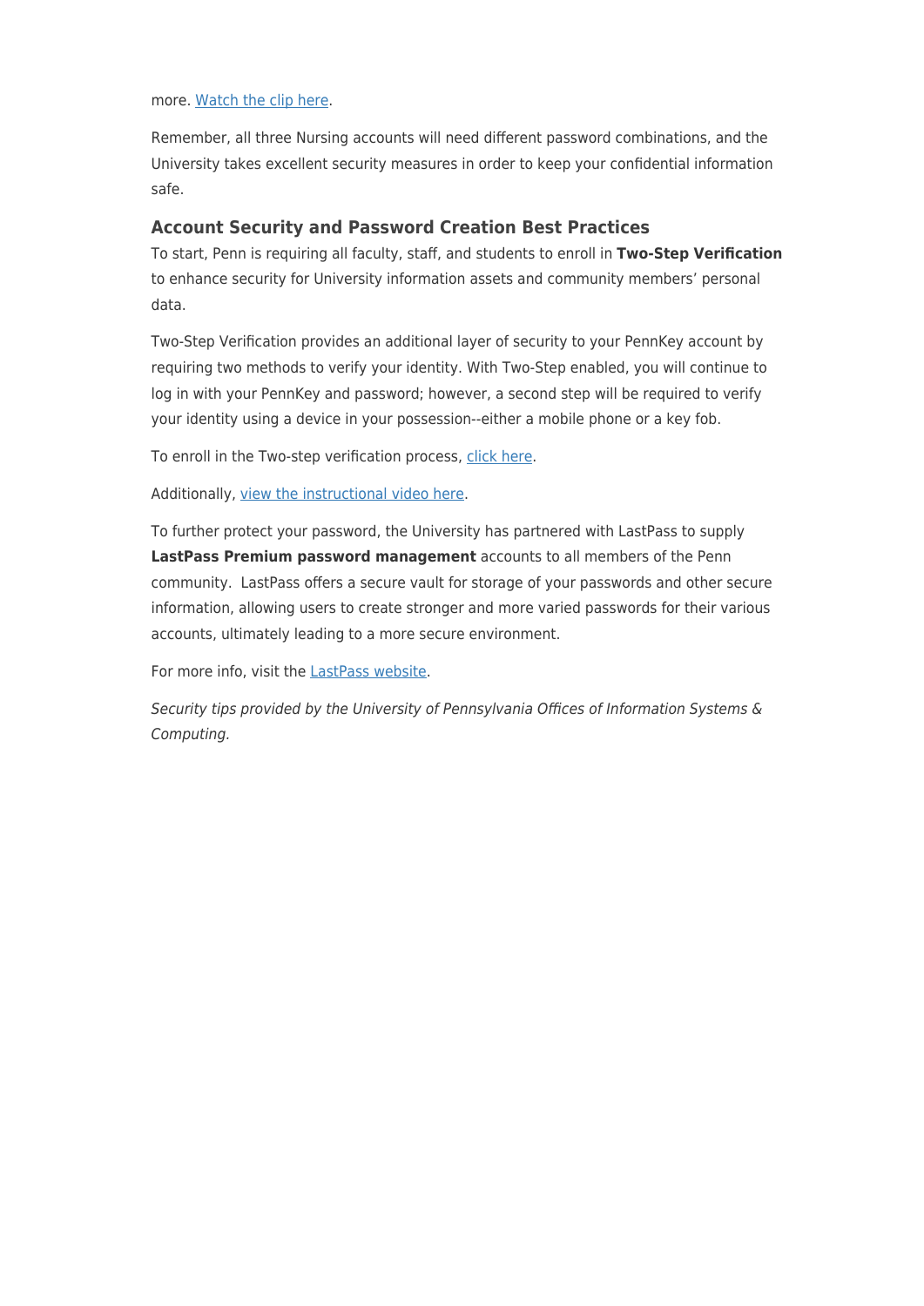more. Watch the clip here.

Remember, all three Nursing accounts will need different password combinations, and the University takes excellent security measures in order to keep your confidential information safe.

### Account Security and Password Creation Best Practices

To start, Penn is requiring all faculty, staff, and students to enroll in **Two-Step Verification** to enhance security for University information assets and community members' personal data.

Two-Step Verification provides an additional layer of security to your PennKey account by requiring two methods to verify your identity. With Two-Step enabled, you will continue to log in with your PennKey and password; however, a second step will be required to verify your identity using a device in your possession--either a mobile phone or a key fob.

To enroll in the Two-step verification process, click here.

Additionally, view the instructional video here.

To further protect your password, the University has partnered with LastPass to supply **LastPass Premium password management** accounts to all members of the Penn community. LastPass offers a secure vault for storage of your passwords and other secure information, allowing users to create stronger and more varied passwords for their various accounts, ultimately leading to a more secure environment.

For more info, visit the LastPass website.

*Security tips provided by the University of Pennsylvania Offices of Information Systems & Computing.*